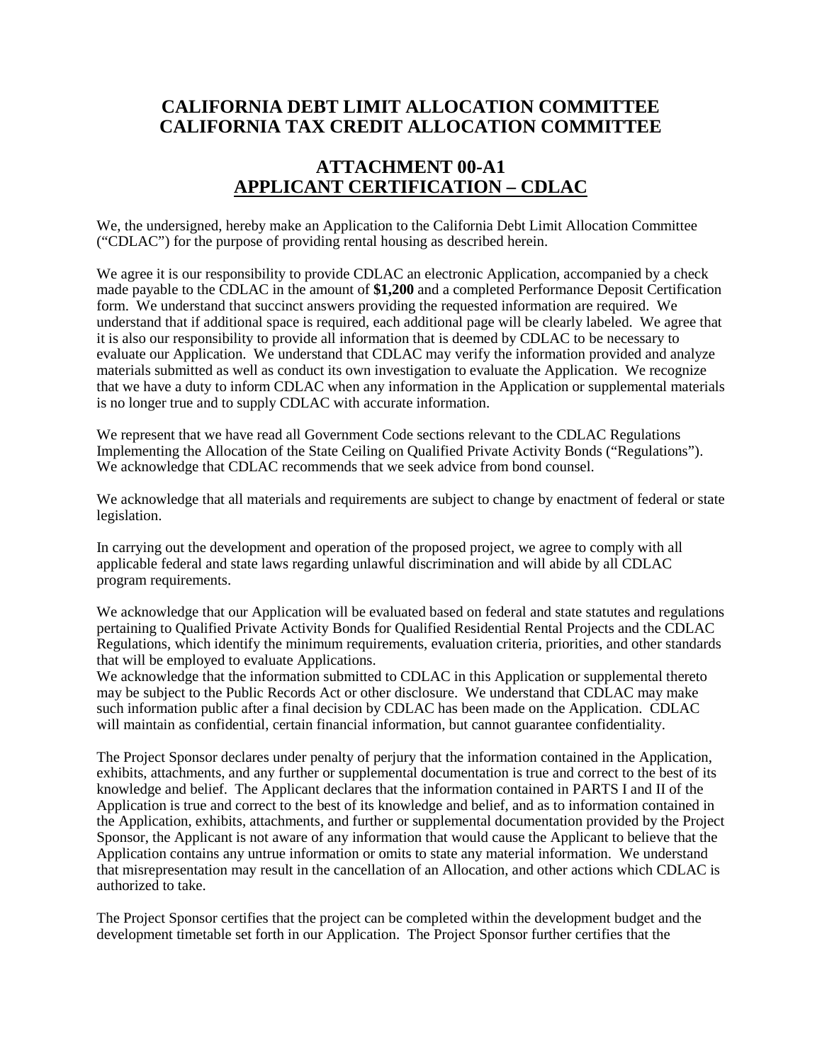# CALIFORNIA DEBT LIMIT ALLOCATION COMMITTEE
# CALIFORNIA TAX CREDIT ALLOCATION COMMITTEE

## ATTACHMENT 00-A1
## APPLICANT CERTIFICATION – CDLAC

We, the undersigned, hereby make an Application to the California Debt Limit Allocation Committee ("CDLAC") for the purpose of providing rental housing as described herein.

We agree it is our responsibility to provide CDLAC an electronic Application, accompanied by a check made payable to the CDLAC in the amount of **$1,200** and a completed Performance Deposit Certification form. We understand that succinct answers providing the requested information are required. We understand that if additional space is required, each additional page will be clearly labeled. We agree that it is also our responsibility to provide all information that is deemed by CDLAC to be necessary to evaluate our Application. We understand that CDLAC may verify the information provided and analyze materials submitted as well as conduct its own investigation to evaluate the Application. We recognize that we have a duty to inform CDLAC when any information in the Application or supplemental materials is no longer true and to supply CDLAC with accurate information.

We represent that we have read all Government Code sections relevant to the CDLAC Regulations Implementing the Allocation of the State Ceiling on Qualified Private Activity Bonds ("Regulations"). We acknowledge that CDLAC recommends that we seek advice from bond counsel.

We acknowledge that all materials and requirements are subject to change by enactment of federal or state legislation.

In carrying out the development and operation of the proposed project, we agree to comply with all applicable federal and state laws regarding unlawful discrimination and will abide by all CDLAC program requirements.

We acknowledge that our Application will be evaluated based on federal and state statutes and regulations pertaining to Qualified Private Activity Bonds for Qualified Residential Rental Projects and the CDLAC Regulations, which identify the minimum requirements, evaluation criteria, priorities, and other standards that will be employed to evaluate Applications.
We acknowledge that the information submitted to CDLAC in this Application or supplemental thereto may be subject to the Public Records Act or other disclosure. We understand that CDLAC may make such information public after a final decision by CDLAC has been made on the Application. CDLAC will maintain as confidential, certain financial information, but cannot guarantee confidentiality.

The Project Sponsor declares under penalty of perjury that the information contained in the Application, exhibits, attachments, and any further or supplemental documentation is true and correct to the best of its knowledge and belief. The Applicant declares that the information contained in PARTS I and II of the Application is true and correct to the best of its knowledge and belief, and as to information contained in the Application, exhibits, attachments, and further or supplemental documentation provided by the Project Sponsor, the Applicant is not aware of any information that would cause the Applicant to believe that the Application contains any untrue information or omits to state any material information. We understand that misrepresentation may result in the cancellation of an Allocation, and other actions which CDLAC is authorized to take.

The Project Sponsor certifies that the project can be completed within the development budget and the development timetable set forth in our Application. The Project Sponsor further certifies that the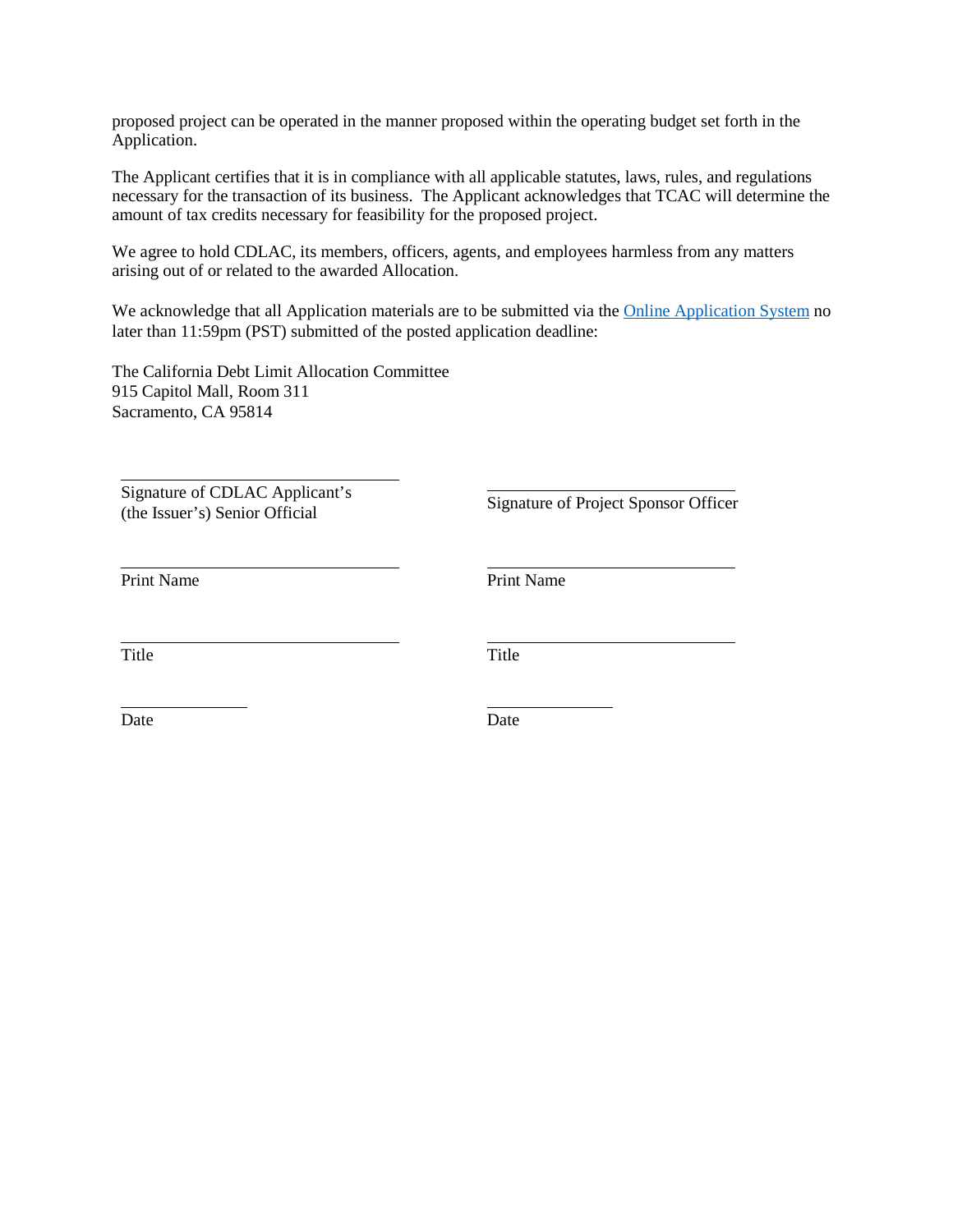proposed project can be operated in the manner proposed within the operating budget set forth in the Application.

The Applicant certifies that it is in compliance with all applicable statutes, laws, rules, and regulations necessary for the transaction of its business. The Applicant acknowledges that TCAC will determine the amount of tax credits necessary for feasibility for the proposed project.

We agree to hold CDLAC, its members, officers, agents, and employees harmless from any matters arising out of or related to the awarded Allocation.

We acknowledge that all Application materials are to be submitted via the Online Application System no later than 11:59pm (PST) submitted of the posted application deadline:

The California Debt Limit Allocation Committee
915 Capitol Mall, Room 311
Sacramento, CA 95814

| | |
|---|---|
| ______________________________ | ______________________________ |
| Signature of CDLAC Applicant's (the Issuer's) Senior Official | Signature of Project Sponsor Officer |
| ______________________________ | ______________________________ |
| Print Name | Print Name |
| ______________________________ | ______________________________ |
| Title | Title |
| ______________ | ______________ |
| Date | Date |